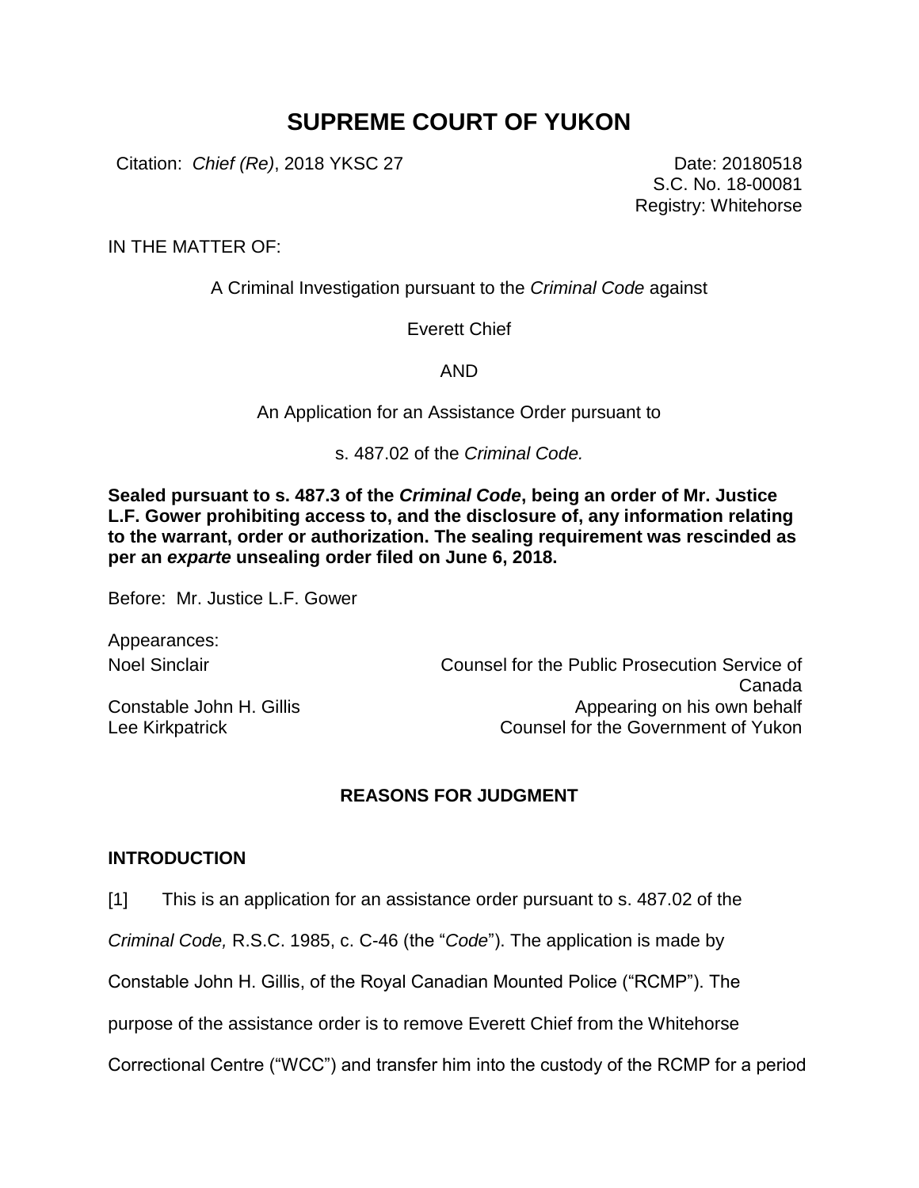# SUPREME COURT OF YUKON

Citation: *Chief (Re)*, 2018 YKSC 27

Date: 20180518
S.C. No. 18-00081
Registry: Whitehorse

IN THE MATTER OF:

A Criminal Investigation pursuant to the *Criminal Code* against

Everett Chief

AND

An Application for an Assistance Order pursuant to

s. 487.02 of the *Criminal Code.*

**Sealed pursuant to s. 487.3 of the *Criminal Code*, being an order of Mr. Justice L.F. Gower prohibiting access to, and the disclosure of, any information relating to the warrant, order or authorization. The sealing requirement was rescinded as per an *exparte* unsealing order filed on June 6, 2018.**

Before: Mr. Justice L.F. Gower

Appearances:

| | |
|---|---|
| Noel Sinclair | Counsel for the Public Prosecution Service of Canada |
| Constable John H. Gillis | Appearing on his own behalf |
| Lee Kirkpatrick | Counsel for the Government of Yukon |

## REASONS FOR JUDGMENT

### INTRODUCTION

[1] This is an application for an assistance order pursuant to s. 487.02 of the *Criminal Code,* R.S.C. 1985, c. C-46 (the "*Code*"). The application is made by Constable John H. Gillis, of the Royal Canadian Mounted Police ("RCMP"). The purpose of the assistance order is to remove Everett Chief from the Whitehorse Correctional Centre ("WCC") and transfer him into the custody of the RCMP for a period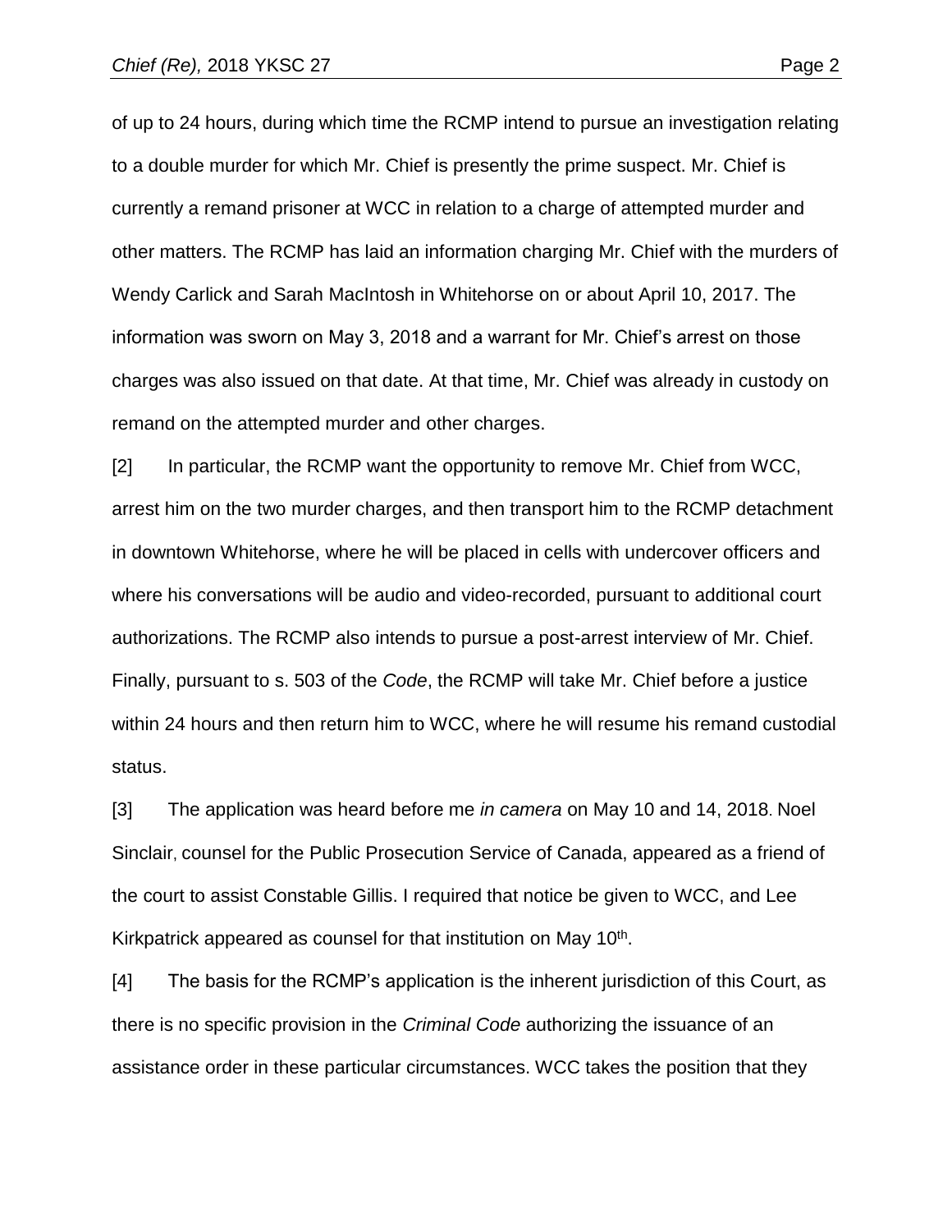of up to 24 hours, during which time the RCMP intend to pursue an investigation relating to a double murder for which Mr. Chief is presently the prime suspect. Mr. Chief is currently a remand prisoner at WCC in relation to a charge of attempted murder and other matters. The RCMP has laid an information charging Mr. Chief with the murders of Wendy Carlick and Sarah MacIntosh in Whitehorse on or about April 10, 2017. The information was sworn on May 3, 2018 and a warrant for Mr. Chief's arrest on those charges was also issued on that date. At that time, Mr. Chief was already in custody on remand on the attempted murder and other charges.

[2] In particular, the RCMP want the opportunity to remove Mr. Chief from WCC, arrest him on the two murder charges, and then transport him to the RCMP detachment in downtown Whitehorse, where he will be placed in cells with undercover officers and where his conversations will be audio and video-recorded, pursuant to additional court authorizations. The RCMP also intends to pursue a post-arrest interview of Mr. Chief. Finally, pursuant to s. 503 of the *Code*, the RCMP will take Mr. Chief before a justice within 24 hours and then return him to WCC, where he will resume his remand custodial status.

[3] The application was heard before me *in camera* on May 10 and 14, 2018. Noel Sinclair, counsel for the Public Prosecution Service of Canada, appeared as a friend of the court to assist Constable Gillis. I required that notice be given to WCC, and Lee Kirkpatrick appeared as counsel for that institution on May 10th.

[4] The basis for the RCMP's application is the inherent jurisdiction of this Court, as there is no specific provision in the *Criminal Code* authorizing the issuance of an assistance order in these particular circumstances. WCC takes the position that they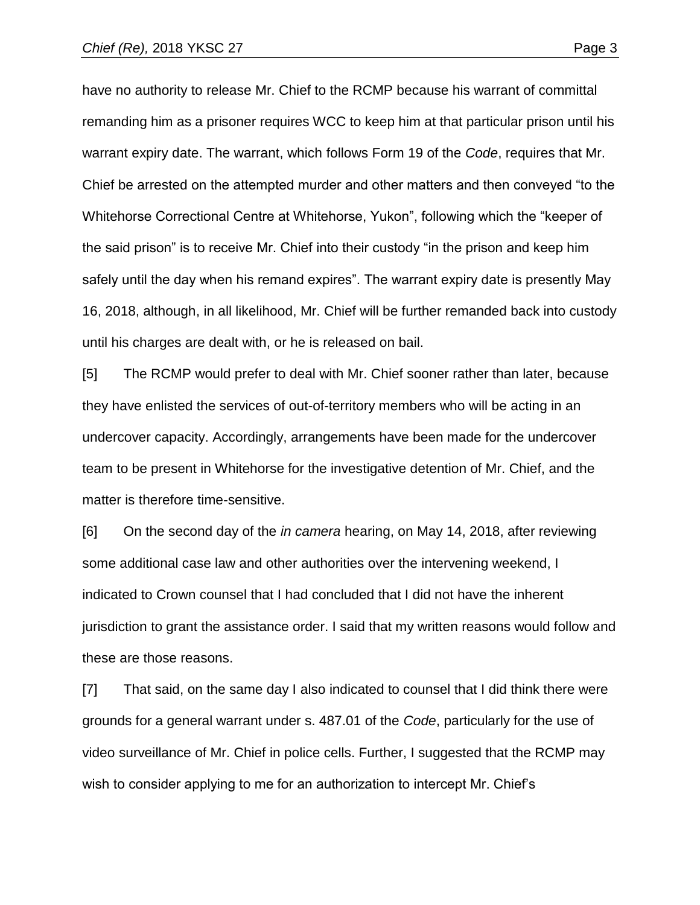have no authority to release Mr. Chief to the RCMP because his warrant of committal remanding him as a prisoner requires WCC to keep him at that particular prison until his warrant expiry date. The warrant, which follows Form 19 of the *Code*, requires that Mr. Chief be arrested on the attempted murder and other matters and then conveyed "to the Whitehorse Correctional Centre at Whitehorse, Yukon", following which the "keeper of the said prison" is to receive Mr. Chief into their custody "in the prison and keep him safely until the day when his remand expires". The warrant expiry date is presently May 16, 2018, although, in all likelihood, Mr. Chief will be further remanded back into custody until his charges are dealt with, or he is released on bail.

[5] The RCMP would prefer to deal with Mr. Chief sooner rather than later, because they have enlisted the services of out-of-territory members who will be acting in an undercover capacity. Accordingly, arrangements have been made for the undercover team to be present in Whitehorse for the investigative detention of Mr. Chief, and the matter is therefore time-sensitive.

[6] On the second day of the *in camera* hearing, on May 14, 2018, after reviewing some additional case law and other authorities over the intervening weekend, I indicated to Crown counsel that I had concluded that I did not have the inherent jurisdiction to grant the assistance order. I said that my written reasons would follow and these are those reasons.

[7] That said, on the same day I also indicated to counsel that I did think there were grounds for a general warrant under s. 487.01 of the *Code*, particularly for the use of video surveillance of Mr. Chief in police cells. Further, I suggested that the RCMP may wish to consider applying to me for an authorization to intercept Mr. Chief's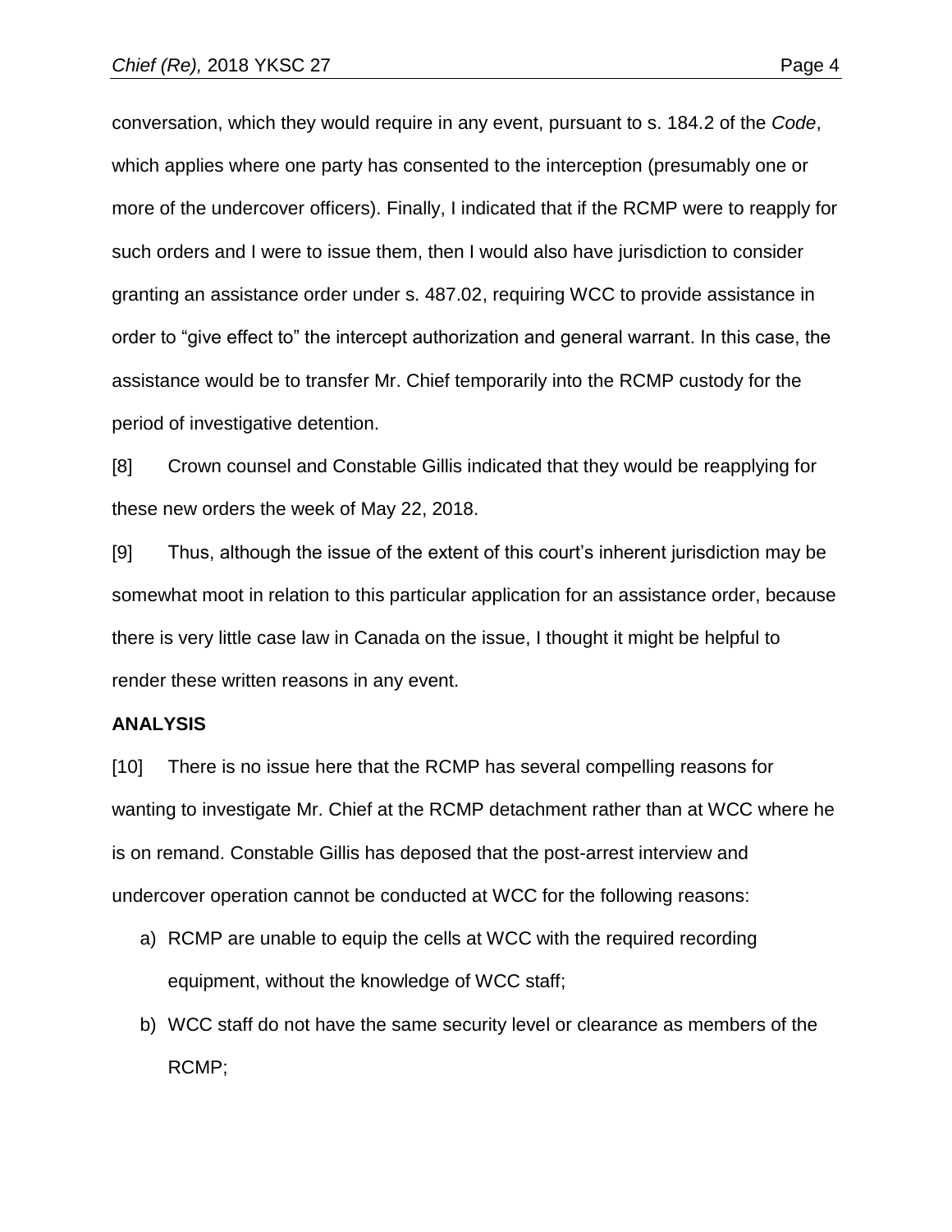conversation, which they would require in any event, pursuant to s. 184.2 of the *Code*, which applies where one party has consented to the interception (presumably one or more of the undercover officers). Finally, I indicated that if the RCMP were to reapply for such orders and I were to issue them, then I would also have jurisdiction to consider granting an assistance order under s. 487.02, requiring WCC to provide assistance in order to "give effect to" the intercept authorization and general warrant. In this case, the assistance would be to transfer Mr. Chief temporarily into the RCMP custody for the period of investigative detention.

[8] Crown counsel and Constable Gillis indicated that they would be reapplying for these new orders the week of May 22, 2018.

[9] Thus, although the issue of the extent of this court's inherent jurisdiction may be somewhat moot in relation to this particular application for an assistance order, because there is very little case law in Canada on the issue, I thought it might be helpful to render these written reasons in any event.

**ANALYSIS**

[10] There is no issue here that the RCMP has several compelling reasons for wanting to investigate Mr. Chief at the RCMP detachment rather than at WCC where he is on remand. Constable Gillis has deposed that the post-arrest interview and undercover operation cannot be conducted at WCC for the following reasons:

a) RCMP are unable to equip the cells at WCC with the required recording equipment, without the knowledge of WCC staff;
b) WCC staff do not have the same security level or clearance as members of the RCMP;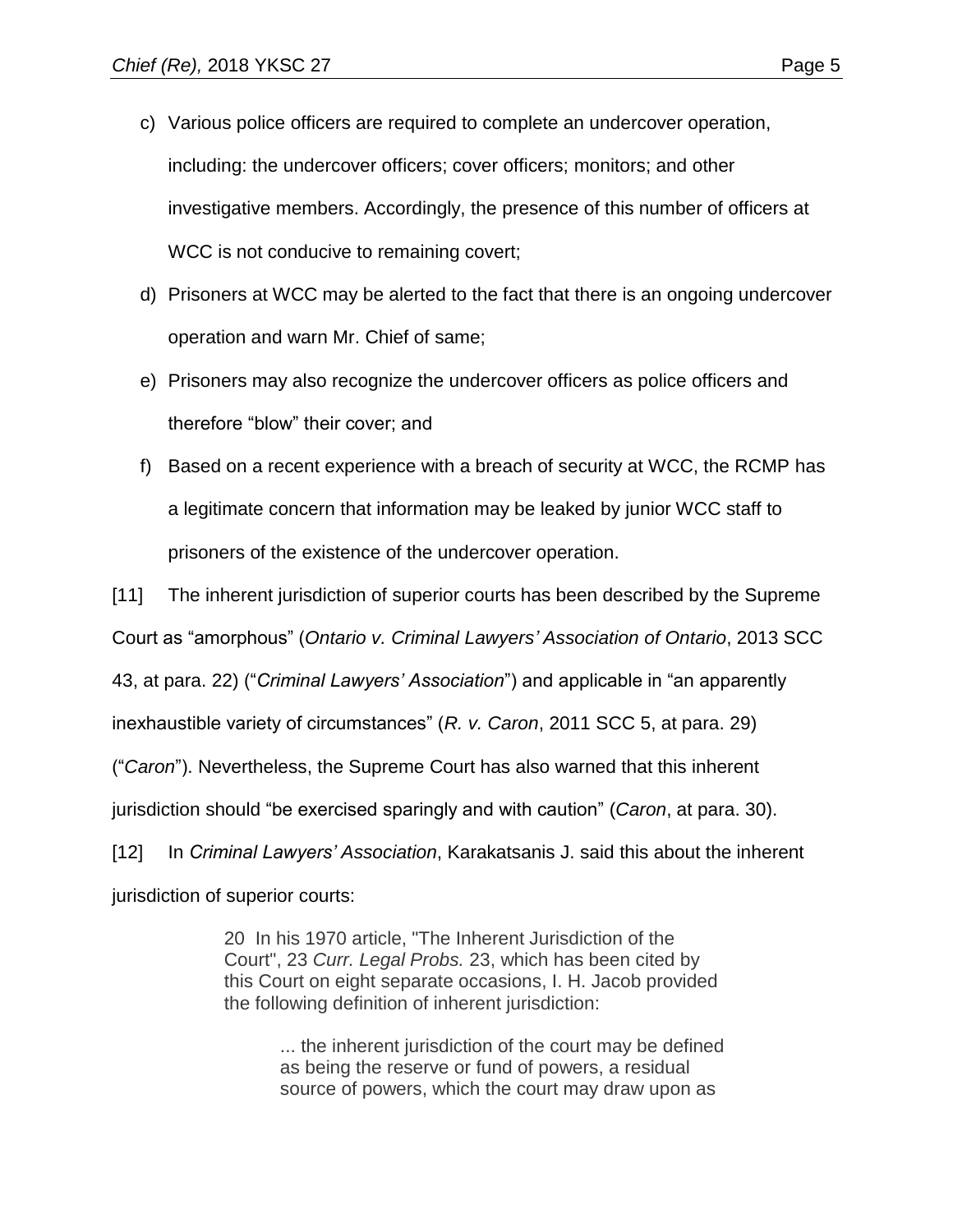c) Various police officers are required to complete an undercover operation, including: the undercover officers; cover officers; monitors; and other investigative members. Accordingly, the presence of this number of officers at WCC is not conducive to remaining covert;

d) Prisoners at WCC may be alerted to the fact that there is an ongoing undercover operation and warn Mr. Chief of same;

e) Prisoners may also recognize the undercover officers as police officers and therefore "blow" their cover; and

f) Based on a recent experience with a breach of security at WCC, the RCMP has a legitimate concern that information may be leaked by junior WCC staff to prisoners of the existence of the undercover operation.

[11] The inherent jurisdiction of superior courts has been described by the Supreme Court as "amorphous" (*Ontario v. Criminal Lawyers' Association of Ontario*, 2013 SCC 43, at para. 22) ("*Criminal Lawyers' Association*") and applicable in "an apparently inexhaustible variety of circumstances" (*R. v. Caron*, 2011 SCC 5, at para. 29) ("*Caron*"). Nevertheless, the Supreme Court has also warned that this inherent jurisdiction should "be exercised sparingly and with caution" (*Caron*, at para. 30).

[12] In *Criminal Lawyers' Association*, Karakatsanis J. said this about the inherent jurisdiction of superior courts:

> 20 In his 1970 article, "The Inherent Jurisdiction of the Court", 23 *Curr. Legal Probs.* 23, which has been cited by this Court on eight separate occasions, I. H. Jacob provided the following definition of inherent jurisdiction:
>
> > ... the inherent jurisdiction of the court may be defined as being the reserve or fund of powers, a residual source of powers, which the court may draw upon as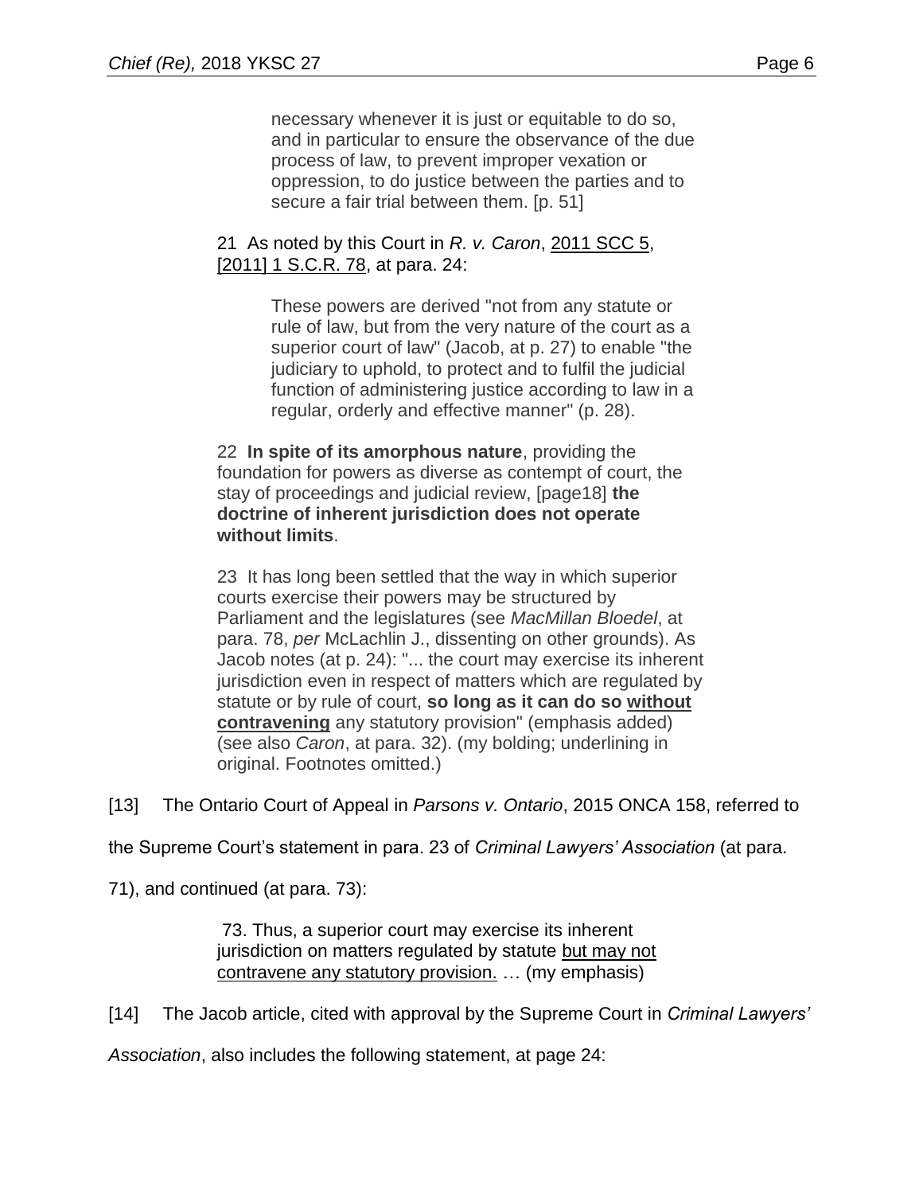> necessary whenever it is just or equitable to do so, and in particular to ensure the observance of the due process of law, to prevent improper vexation or oppression, to do justice between the parties and to secure a fair trial between them. [p. 51]
>
> 21 As noted by this Court in *R. v. Caron*, 2011 SCC 5, [2011] 1 S.C.R. 78, at para. 24:
>
> > These powers are derived "not from any statute or rule of law, but from the very nature of the court as a superior court of law" (Jacob, at p. 27) to enable "the judiciary to uphold, to protect and to fulfil the judicial function of administering justice according to law in a regular, orderly and effective manner" (p. 28).
>
> 22 **In spite of its amorphous nature**, providing the foundation for powers as diverse as contempt of court, the stay of proceedings and judicial review, [page18] **the doctrine of inherent jurisdiction does not operate without limits**.
>
> 23 It has long been settled that the way in which superior courts exercise their powers may be structured by Parliament and the legislatures (see *MacMillan Bloedel*, at para. 78, *per* McLachlin J., dissenting on other grounds). As Jacob notes (at p. 24): "... the court may exercise its inherent jurisdiction even in respect of matters which are regulated by statute or by rule of court, **so long as it can do so <u>without contravening</u>** any statutory provision" (emphasis added) (see also *Caron*, at para. 32). (my bolding; underlining in original. Footnotes omitted.)

[13] The Ontario Court of Appeal in *Parsons v. Ontario*, 2015 ONCA 158, referred to the Supreme Court's statement in para. 23 of *Criminal Lawyers' Association* (at para. 71), and continued (at para. 73):

> 73. Thus, a superior court may exercise its inherent jurisdiction on matters regulated by statute <u>but may not contravene any statutory provision.</u> … (my emphasis)

[14] The Jacob article, cited with approval by the Supreme Court in *Criminal Lawyers' Association*, also includes the following statement, at page 24: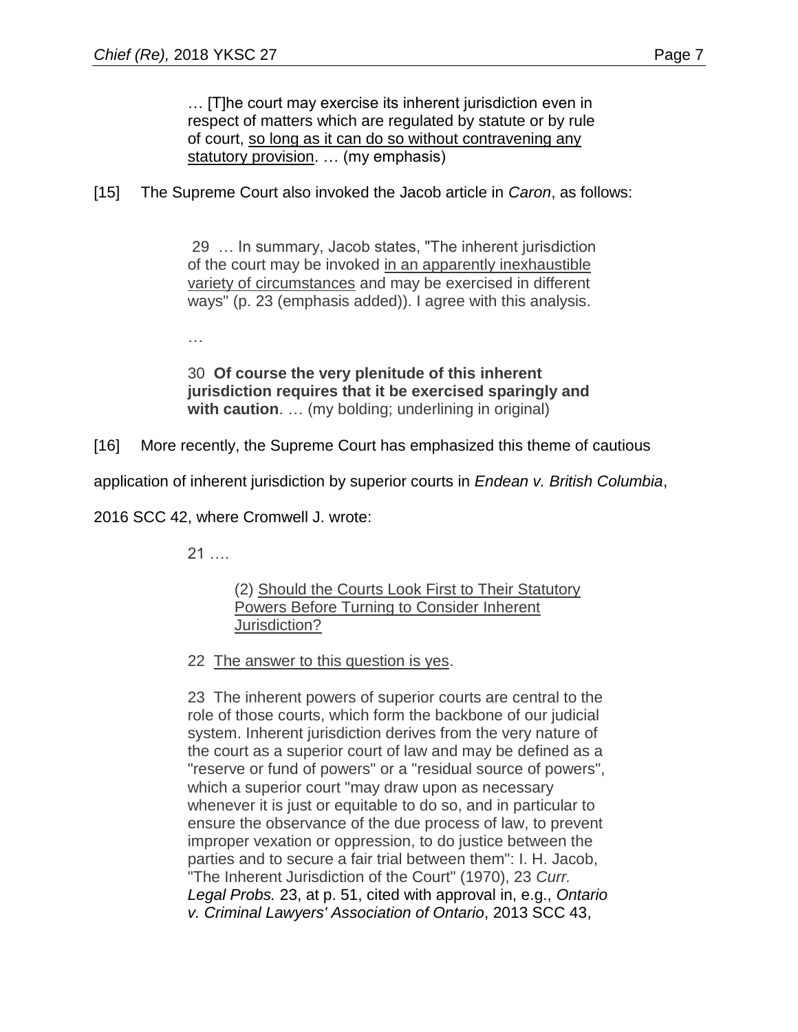> … [T]he court may exercise its inherent jurisdiction even in respect of matters which are regulated by statute or by rule of court, <u>so long as it can do so without contravening any statutory provision</u>. … (my emphasis)

[15] The Supreme Court also invoked the Jacob article in *Caron*, as follows:

> 29 … In summary, Jacob states, "The inherent jurisdiction of the court may be invoked <u>in an apparently inexhaustible variety of circumstances</u> and may be exercised in different ways" (p. 23 (emphasis added)). I agree with this analysis.
>
> …
>
> 30 **Of course the very plenitude of this inherent jurisdiction requires that it be exercised sparingly and with caution**. … (my bolding; underlining in original)

[16] More recently, the Supreme Court has emphasized this theme of cautious application of inherent jurisdiction by superior courts in *Endean v. British Columbia*, 2016 SCC 42, where Cromwell J. wrote:

> 21 ….
>
> > (2) <u>Should the Courts Look First to Their Statutory Powers Before Turning to Consider Inherent Jurisdiction?</u>
>
> 22 <u>The answer to this question is yes</u>.
>
> 23 The inherent powers of superior courts are central to the role of those courts, which form the backbone of our judicial system. Inherent jurisdiction derives from the very nature of the court as a superior court of law and may be defined as a "reserve or fund of powers" or a "residual source of powers", which a superior court "may draw upon as necessary whenever it is just or equitable to do so, and in particular to ensure the observance of the due process of law, to prevent improper vexation or oppression, to do justice between the parties and to secure a fair trial between them": I. H. Jacob, "The Inherent Jurisdiction of the Court" (1970), 23 *Curr. Legal Probs.* 23, at p. 51, cited with approval in, e.g., *Ontario v. Criminal Lawyers' Association of Ontario*, 2013 SCC 43,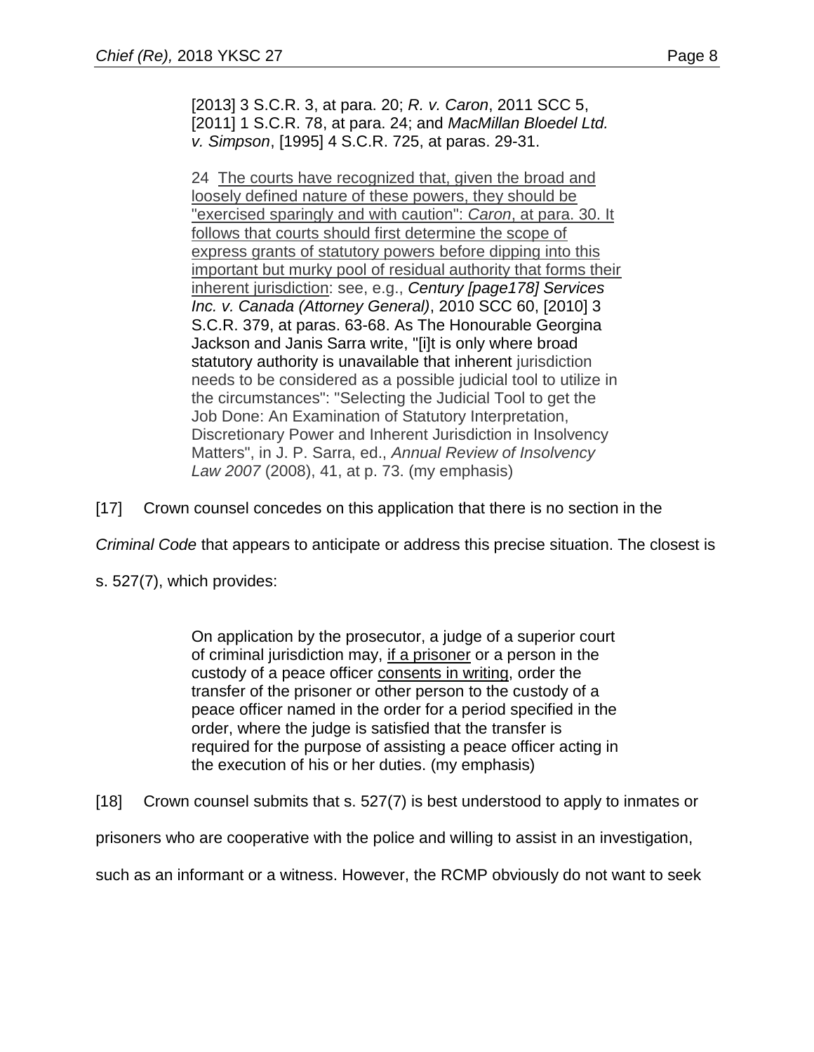> [2013] 3 S.C.R. 3, at para. 20; *R. v. Caron*, 2011 SCC 5, [2011] 1 S.C.R. 78, at para. 24; and *MacMillan Bloedel Ltd. v. Simpson*, [1995] 4 S.C.R. 725, at paras. 29-31.
>
> 24 <u>The courts have recognized that, given the broad and loosely defined nature of these powers, they should be "exercised sparingly and with caution": *Caron*, at para. 30. It follows that courts should first determine the scope of express grants of statutory powers before dipping into this important but murky pool of residual authority that forms their inherent jurisdiction</u>: see, e.g., *Century [page178] Services Inc. v. Canada (Attorney General)*, 2010 SCC 60, [2010] 3 S.C.R. 379, at paras. 63-68. As The Honourable Georgina Jackson and Janis Sarra write, "[i]t is only where broad statutory authority is unavailable that inherent jurisdiction needs to be considered as a possible judicial tool to utilize in the circumstances": "Selecting the Judicial Tool to get the Job Done: An Examination of Statutory Interpretation, Discretionary Power and Inherent Jurisdiction in Insolvency Matters", in J. P. Sarra, ed., *Annual Review of Insolvency Law 2007* (2008), 41, at p. 73. (my emphasis)

[17] Crown counsel concedes on this application that there is no section in the *Criminal Code* that appears to anticipate or address this precise situation. The closest is s. 527(7), which provides:

> On application by the prosecutor, a judge of a superior court of criminal jurisdiction may, <u>if a prisoner</u> or a person in the custody of a peace officer <u>consents in writing</u>, order the transfer of the prisoner or other person to the custody of a peace officer named in the order for a period specified in the order, where the judge is satisfied that the transfer is required for the purpose of assisting a peace officer acting in the execution of his or her duties. (my emphasis)

[18] Crown counsel submits that s. 527(7) is best understood to apply to inmates or prisoners who are cooperative with the police and willing to assist in an investigation, such as an informant or a witness. However, the RCMP obviously do not want to seek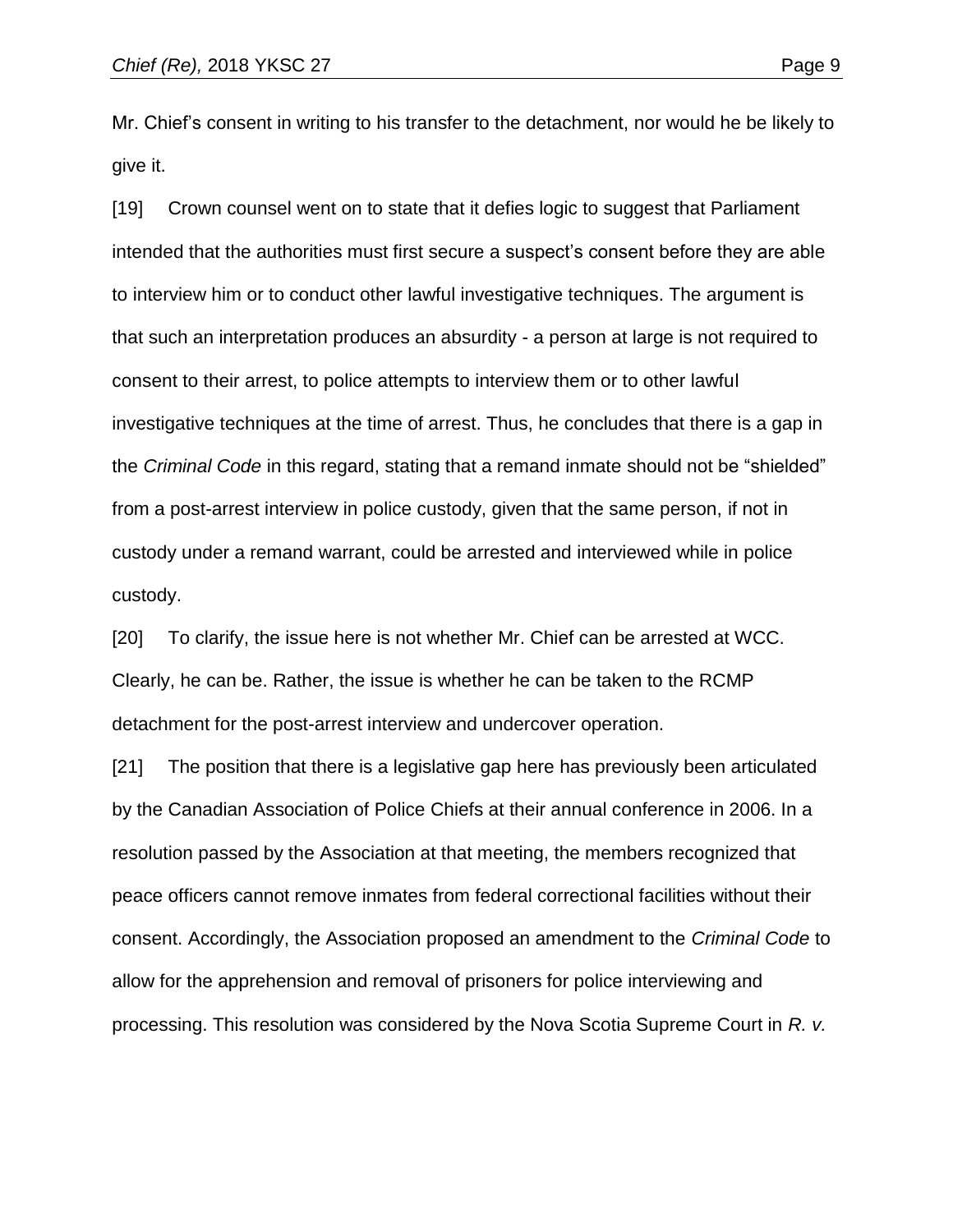Mr. Chief's consent in writing to his transfer to the detachment, nor would he be likely to give it.

[19] Crown counsel went on to state that it defies logic to suggest that Parliament intended that the authorities must first secure a suspect's consent before they are able to interview him or to conduct other lawful investigative techniques. The argument is that such an interpretation produces an absurdity - a person at large is not required to consent to their arrest, to police attempts to interview them or to other lawful investigative techniques at the time of arrest. Thus, he concludes that there is a gap in the *Criminal Code* in this regard, stating that a remand inmate should not be "shielded" from a post-arrest interview in police custody, given that the same person, if not in custody under a remand warrant, could be arrested and interviewed while in police custody.

[20] To clarify, the issue here is not whether Mr. Chief can be arrested at WCC. Clearly, he can be. Rather, the issue is whether he can be taken to the RCMP detachment for the post-arrest interview and undercover operation.

[21] The position that there is a legislative gap here has previously been articulated by the Canadian Association of Police Chiefs at their annual conference in 2006. In a resolution passed by the Association at that meeting, the members recognized that peace officers cannot remove inmates from federal correctional facilities without their consent. Accordingly, the Association proposed an amendment to the *Criminal Code* to allow for the apprehension and removal of prisoners for police interviewing and processing. This resolution was considered by the Nova Scotia Supreme Court in *R. v.*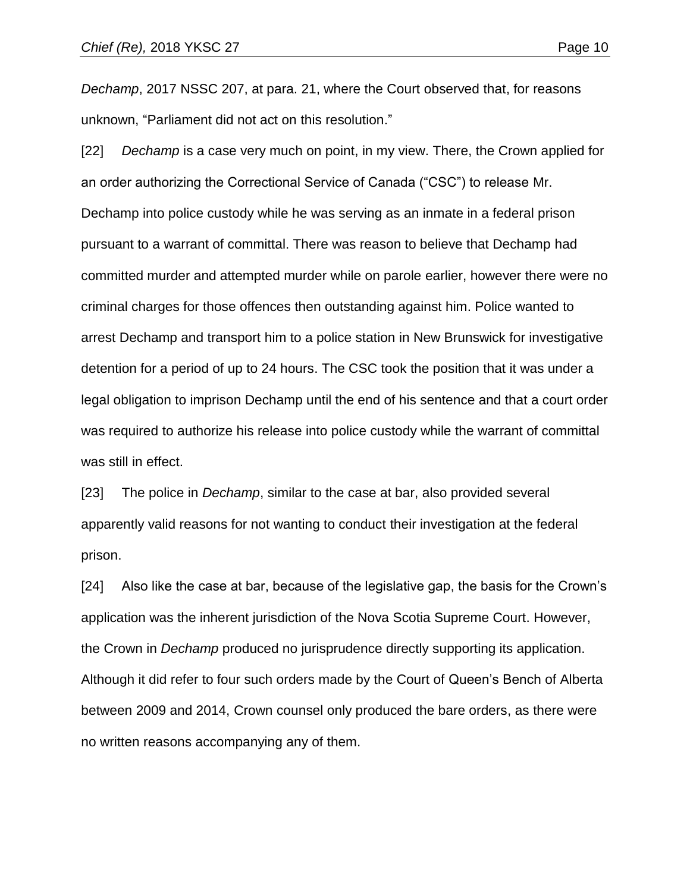*Dechamp*, 2017 NSSC 207, at para. 21, where the Court observed that, for reasons unknown, “Parliament did not act on this resolution.”

[22] *Dechamp* is a case very much on point, in my view. There, the Crown applied for an order authorizing the Correctional Service of Canada (“CSC”) to release Mr. Dechamp into police custody while he was serving as an inmate in a federal prison pursuant to a warrant of committal. There was reason to believe that Dechamp had committed murder and attempted murder while on parole earlier, however there were no criminal charges for those offences then outstanding against him. Police wanted to arrest Dechamp and transport him to a police station in New Brunswick for investigative detention for a period of up to 24 hours. The CSC took the position that it was under a legal obligation to imprison Dechamp until the end of his sentence and that a court order was required to authorize his release into police custody while the warrant of committal was still in effect.

[23] The police in *Dechamp*, similar to the case at bar, also provided several apparently valid reasons for not wanting to conduct their investigation at the federal prison.

[24] Also like the case at bar, because of the legislative gap, the basis for the Crown’s application was the inherent jurisdiction of the Nova Scotia Supreme Court. However, the Crown in *Dechamp* produced no jurisprudence directly supporting its application. Although it did refer to four such orders made by the Court of Queen’s Bench of Alberta between 2009 and 2014, Crown counsel only produced the bare orders, as there were no written reasons accompanying any of them.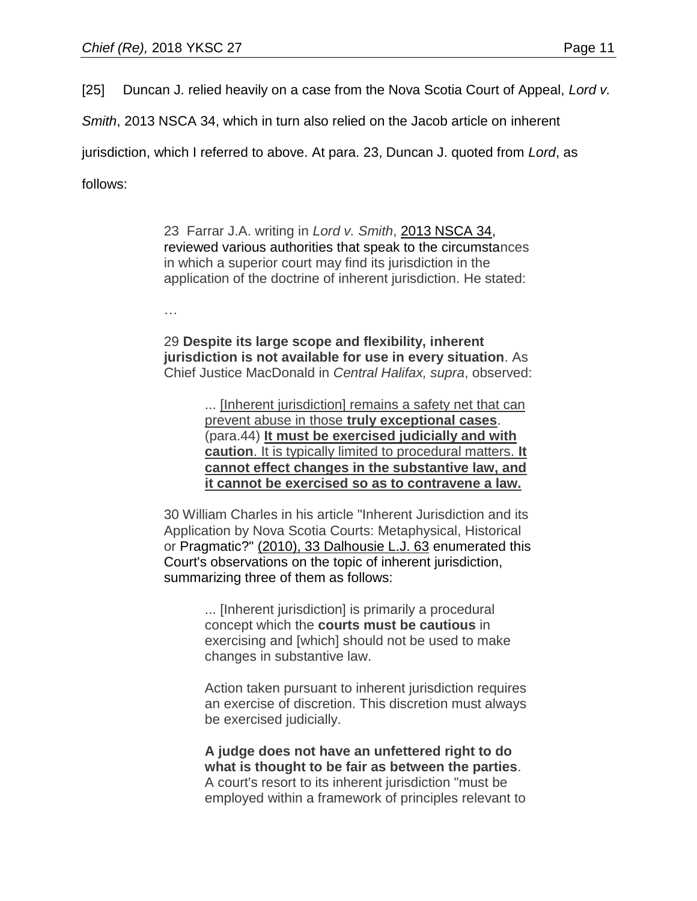[25] Duncan J. relied heavily on a case from the Nova Scotia Court of Appeal, *Lord v. Smith*, 2013 NSCA 34, which in turn also relied on the Jacob article on inherent jurisdiction, which I referred to above. At para. 23, Duncan J. quoted from *Lord*, as follows:

> 23 Farrar J.A. writing in *Lord v. Smith*, 2013 NSCA 34, reviewed various authorities that speak to the circumstances in which a superior court may find its jurisdiction in the application of the doctrine of inherent jurisdiction. He stated:
>
> …
>
> 29 **Despite its large scope and flexibility, inherent jurisdiction is not available for use in every situation**. As Chief Justice MacDonald in *Central Halifax, supra*, observed:
>
>> ... <u>[Inherent jurisdiction] remains a safety net that can prevent abuse in those **truly exceptional cases**</u>. (para.44) <u>**It must be exercised judicially and with caution**. It is typically limited to procedural matters. **It cannot effect changes in the substantive law, and it cannot be exercised so as to contravene a law.**</u>
>
> 30 William Charles in his article "Inherent Jurisdiction and its Application by Nova Scotia Courts: Metaphysical, Historical or Pragmatic?" (2010), 33 Dalhousie L.J. 63 enumerated this Court's observations on the topic of inherent jurisdiction, summarizing three of them as follows:
>
>> ... [Inherent jurisdiction] is primarily a procedural concept which the **courts must be cautious** in exercising and [which] should not be used to make changes in substantive law.
>>
>> Action taken pursuant to inherent jurisdiction requires an exercise of discretion. This discretion must always be exercised judicially.
>>
>> **A judge does not have an unfettered right to do what is thought to be fair as between the parties**. A court's resort to its inherent jurisdiction "must be employed within a framework of principles relevant to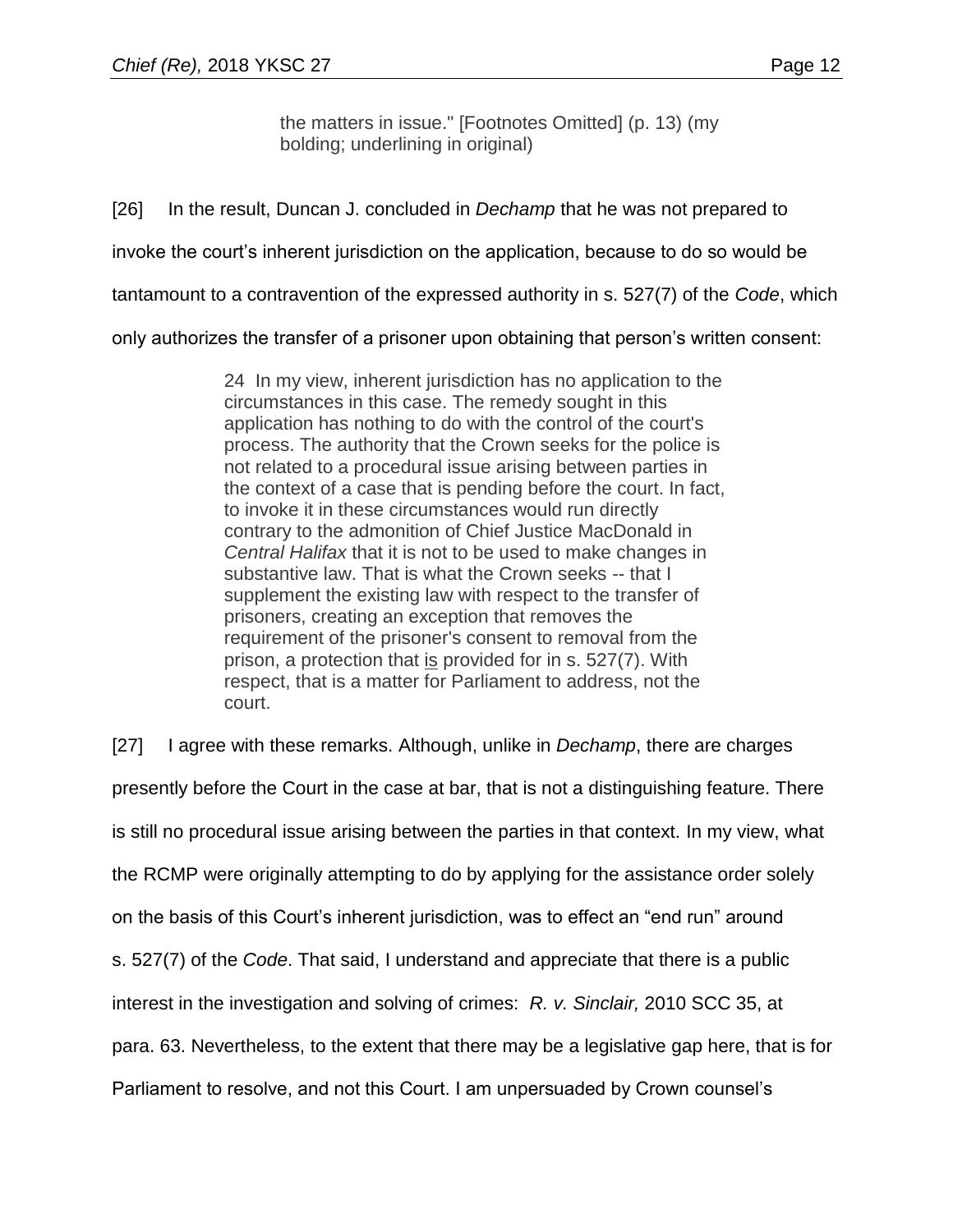the matters in issue." [Footnotes Omitted] (p. 13) (my bolding; underlining in original)

[26] In the result, Duncan J. concluded in *Dechamp* that he was not prepared to invoke the court's inherent jurisdiction on the application, because to do so would be tantamount to a contravention of the expressed authority in s. 527(7) of the *Code*, which only authorizes the transfer of a prisoner upon obtaining that person's written consent:

> 24 In my view, inherent jurisdiction has no application to the circumstances in this case. The remedy sought in this application has nothing to do with the control of the court's process. The authority that the Crown seeks for the police is not related to a procedural issue arising between parties in the context of a case that is pending before the court. In fact, to invoke it in these circumstances would run directly contrary to the admonition of Chief Justice MacDonald in *Central Halifax* that it is not to be used to make changes in substantive law. That is what the Crown seeks -- that I supplement the existing law with respect to the transfer of prisoners, creating an exception that removes the requirement of the prisoner's consent to removal from the prison, a protection that <u>is</u> provided for in s. 527(7). With respect, that is a matter for Parliament to address, not the court.

[27] I agree with these remarks. Although, unlike in *Dechamp*, there are charges presently before the Court in the case at bar, that is not a distinguishing feature. There is still no procedural issue arising between the parties in that context. In my view, what the RCMP were originally attempting to do by applying for the assistance order solely on the basis of this Court's inherent jurisdiction, was to effect an "end run" around s. 527(7) of the *Code*. That said, I understand and appreciate that there is a public interest in the investigation and solving of crimes: *R. v. Sinclair,* 2010 SCC 35, at para. 63. Nevertheless, to the extent that there may be a legislative gap here, that is for Parliament to resolve, and not this Court. I am unpersuaded by Crown counsel's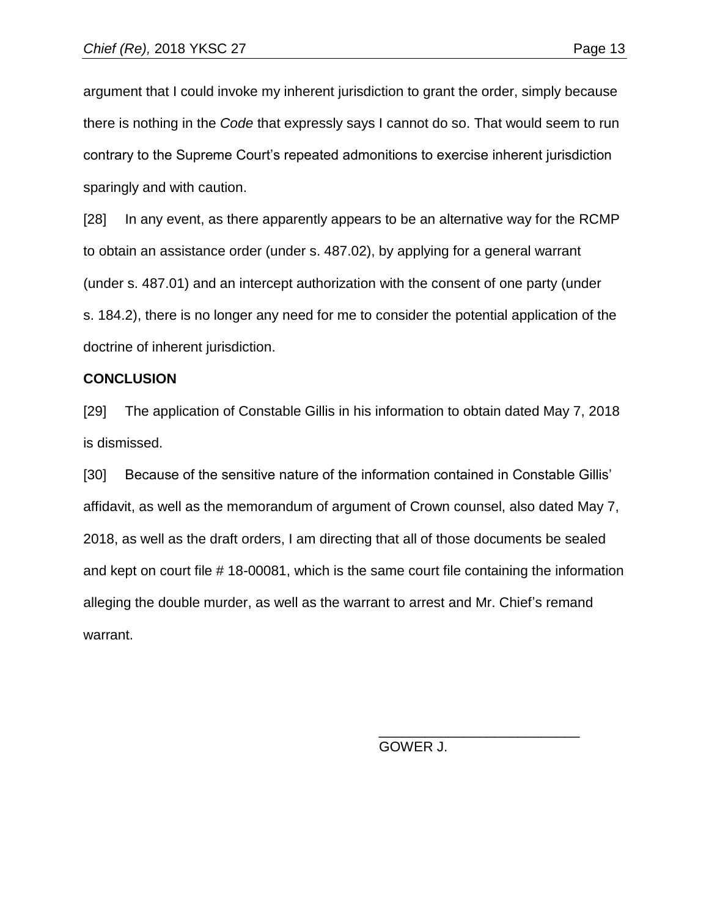argument that I could invoke my inherent jurisdiction to grant the order, simply because there is nothing in the *Code* that expressly says I cannot do so. That would seem to run contrary to the Supreme Court's repeated admonitions to exercise inherent jurisdiction sparingly and with caution.

[28] In any event, as there apparently appears to be an alternative way for the RCMP to obtain an assistance order (under s. 487.02), by applying for a general warrant (under s. 487.01) and an intercept authorization with the consent of one party (under s. 184.2), there is no longer any need for me to consider the potential application of the doctrine of inherent jurisdiction.

**CONCLUSION**

[29] The application of Constable Gillis in his information to obtain dated May 7, 2018 is dismissed.

[30] Because of the sensitive nature of the information contained in Constable Gillis' affidavit, as well as the memorandum of argument of Crown counsel, also dated May 7, 2018, as well as the draft orders, I am directing that all of those documents be sealed and kept on court file # 18-00081, which is the same court file containing the information alleging the double murder, as well as the warrant to arrest and Mr. Chief's remand warrant.

\_\_\_\_\_\_\_\_\_\_\_\_\_\_\_\_\_\_\_\_\_\_\_\_\_\_

GOWER J.